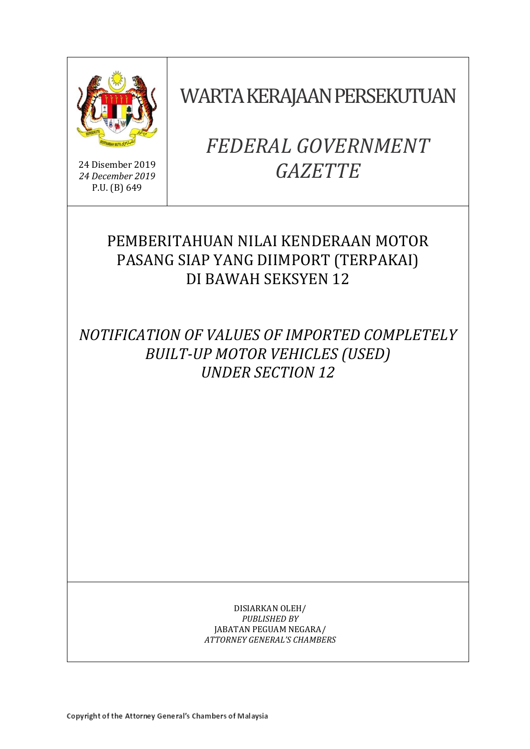24 Disember 2019
*24 December 2019*
P.U. (B) 649

# WARTA KERAJAAN PERSEKUTUAN

# *FEDERAL GOVERNMENT GAZETTE*

## PEMBERITAHUAN NILAI KENDERAAN MOTOR PASANG SIAP YANG DIIMPORT (TERPAKAI) DI BAWAH SEKSYEN 12

## *NOTIFICATION OF VALUES OF IMPORTED COMPLETELY BUILT-UP MOTOR VEHICLES (USED) UNDER SECTION 12*

DISIARKAN OLEH/
*PUBLISHED BY*
JABATAN PEGUAM NEGARA/
*ATTORNEY GENERAL'S CHAMBERS*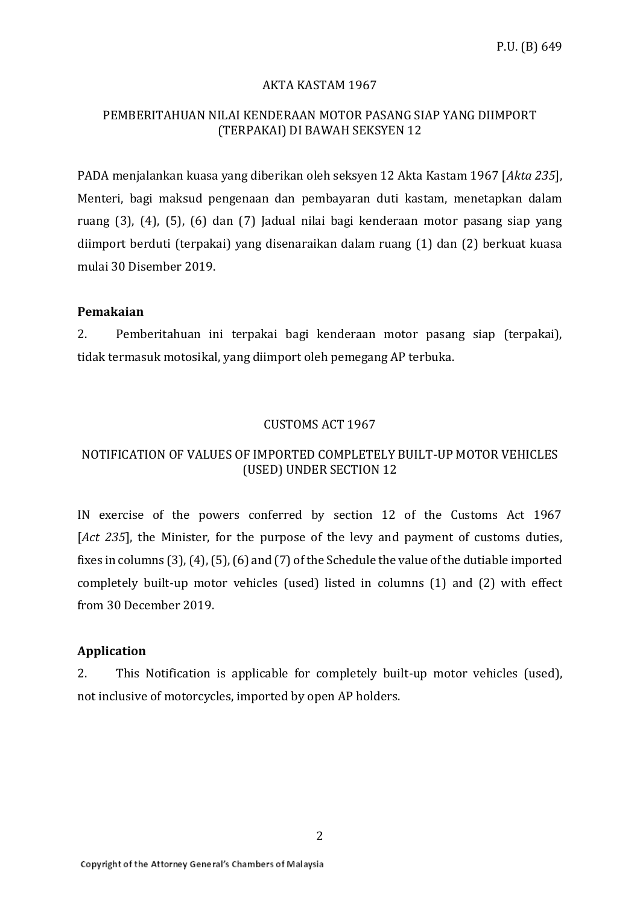P.U. (B) 649

AKTA KASTAM 1967

PEMBERITAHUAN NILAI KENDERAAN MOTOR PASANG SIAP YANG DIIMPORT (TERPAKAI) DI BAWAH SEKSYEN 12

PADA menjalankan kuasa yang diberikan oleh seksyen 12 Akta Kastam 1967 [*Akta 235*], Menteri, bagi maksud pengenaan dan pembayaran duti kastam, menetapkan dalam ruang (3), (4), (5), (6) dan (7) Jadual nilai bagi kenderaan motor pasang siap yang diimport berduti (terpakai) yang disenaraikan dalam ruang (1) dan (2) berkuat kuasa mulai 30 Disember 2019.

**Pemakaian**

2. Pemberitahuan ini terpakai bagi kenderaan motor pasang siap (terpakai), tidak termasuk motosikal, yang diimport oleh pemegang AP terbuka.

CUSTOMS ACT 1967

NOTIFICATION OF VALUES OF IMPORTED COMPLETELY BUILT-UP MOTOR VEHICLES (USED) UNDER SECTION 12

IN exercise of the powers conferred by section 12 of the Customs Act 1967 [*Act 235*], the Minister, for the purpose of the levy and payment of customs duties, fixes in columns (3), (4), (5), (6) and (7) of the Schedule the value of the dutiable imported completely built-up motor vehicles (used) listed in columns (1) and (2) with effect from 30 December 2019.

**Application**

2. This Notification is applicable for completely built-up motor vehicles (used), not inclusive of motorcycles, imported by open AP holders.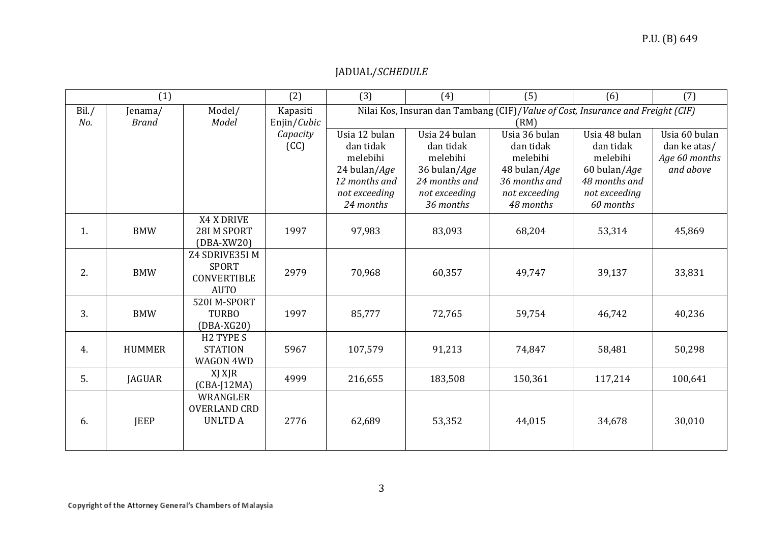P.U. (B) 649

JADUAL/*SCHEDULE*

| (1) | | | (2) | (3) | (4) | (5) | (6) | (7) |
|---|---|---|---|---|---|---|---|---|
| Bil./ *No.* | Jenama/ *Brand* | Model/ *Model* | Kapasiti Enjin/*Cubic Capacity* (CC) | Nilai Kos, Insuran dan Tambang (CIF)/*Value of Cost, Insurance and Freight (CIF)* (RM) | | | | |
| | | | | Usia 12 bulan dan tidak melebihi 24 bulan/*Age 12 months and not exceeding 24 months* | Usia 24 bulan dan tidak melebihi 36 bulan/*Age 24 months and not exceeding 36 months* | Usia 36 bulan dan tidak melebihi 48 bulan/*Age 36 months and not exceeding 48 months* | Usia 48 bulan dan tidak melebihi 60 bulan/*Age 48 months and not exceeding 60 months* | Usia 60 bulan dan ke atas/ *Age 60 months and above* |
| 1. | BMW | X4 X DRIVE 28I M SPORT (DBA-XW20) | 1997 | 97,983 | 83,093 | 68,204 | 53,314 | 45,869 |
| 2. | BMW | Z4 SDRIVE35I M SPORT CONVERTIBLE AUTO | 2979 | 70,968 | 60,357 | 49,747 | 39,137 | 33,831 |
| 3. | BMW | 520I M-SPORT TURBO (DBA-XG20) | 1997 | 85,777 | 72,765 | 59,754 | 46,742 | 40,236 |
| 4. | HUMMER | H2 TYPE S STATION WAGON 4WD | 5967 | 107,579 | 91,213 | 74,847 | 58,481 | 50,298 |
| 5. | JAGUAR | XJ XJR (CBA-J12MA) | 4999 | 216,655 | 183,508 | 150,361 | 117,214 | 100,641 |
| 6. | JEEP | WRANGLER OVERLAND CRD UNLTD A | 2776 | 62,689 | 53,352 | 44,015 | 34,678 | 30,010 |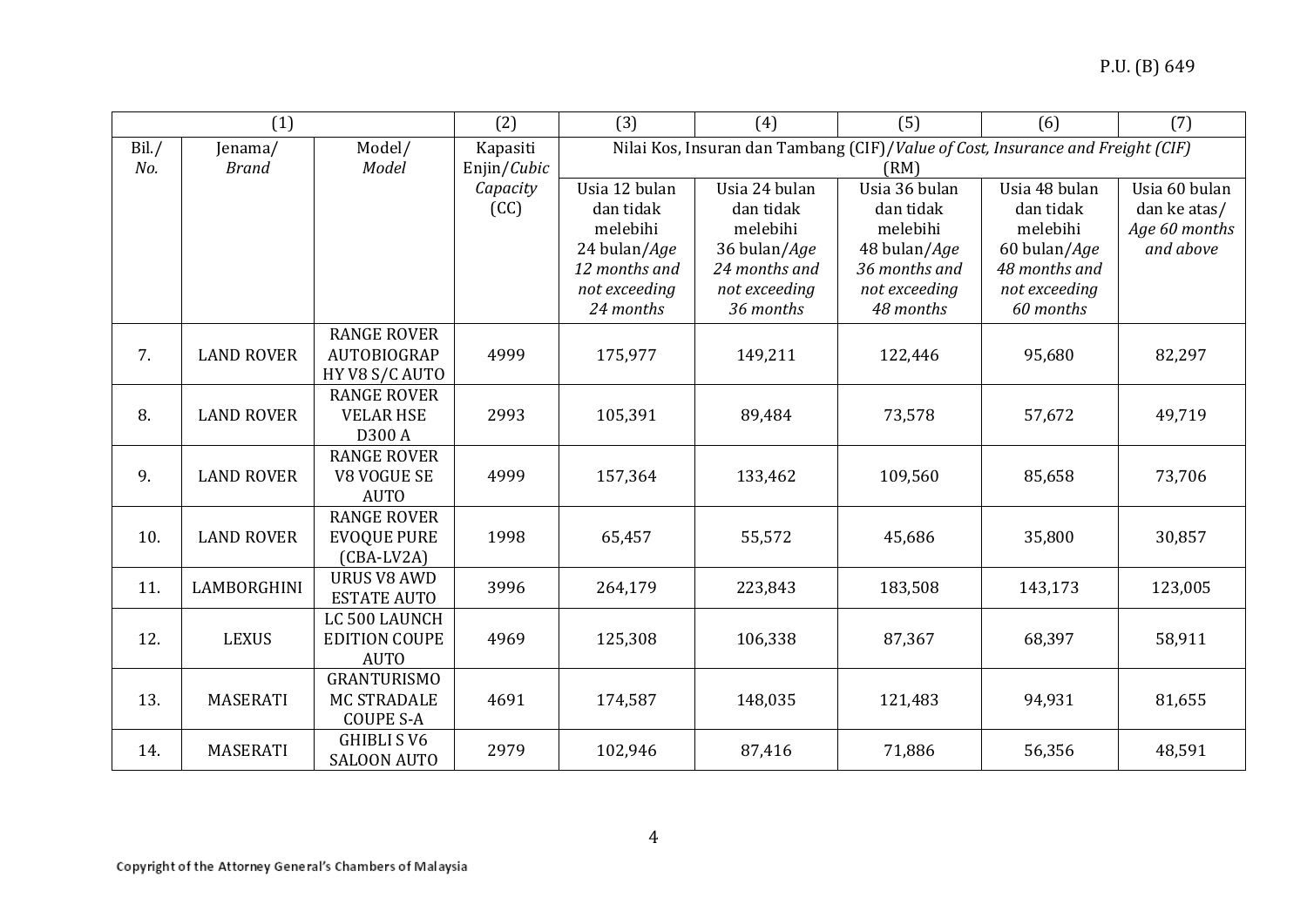| (1) | | | (2) | (3) | (4) | (5) | (6) | (7) |
|---|---|---|---|---|---|---|---|---|
| Bil./ *No.* | Jenama/ *Brand* | Model/ *Model* | Kapasiti Enjin/*Cubic Capacity* (CC) | Nilai Kos, Insuran dan Tambang (CIF)/*Value of Cost, Insurance and Freight (CIF)* (RM) | | | | |
| | | | | Usia 12 bulan dan tidak melebihi 24 bulan/*Age 12 months and not exceeding 24 months* | Usia 24 bulan dan tidak melebihi 36 bulan/*Age 24 months and not exceeding 36 months* | Usia 36 bulan dan tidak melebihi 48 bulan/*Age 36 months and not exceeding 48 months* | Usia 48 bulan dan tidak melebihi 60 bulan/*Age 48 months and not exceeding 60 months* | Usia 60 bulan dan ke atas/ *Age 60 months and above* |
| 7. | LAND ROVER | RANGE ROVER AUTOBIOGRAP HY V8 S/C AUTO | 4999 | 175,977 | 149,211 | 122,446 | 95,680 | 82,297 |
| 8. | LAND ROVER | RANGE ROVER VELAR HSE D300 A | 2993 | 105,391 | 89,484 | 73,578 | 57,672 | 49,719 |
| 9. | LAND ROVER | RANGE ROVER V8 VOGUE SE AUTO | 4999 | 157,364 | 133,462 | 109,560 | 85,658 | 73,706 |
| 10. | LAND ROVER | RANGE ROVER EVOQUE PURE (CBA-LV2A) | 1998 | 65,457 | 55,572 | 45,686 | 35,800 | 30,857 |
| 11. | LAMBORGHINI | URUS V8 AWD ESTATE AUTO | 3996 | 264,179 | 223,843 | 183,508 | 143,173 | 123,005 |
| 12. | LEXUS | LC 500 LAUNCH EDITION COUPE AUTO | 4969 | 125,308 | 106,338 | 87,367 | 68,397 | 58,911 |
| 13. | MASERATI | GRANTURISMO MC STRADALE COUPE S-A | 4691 | 174,587 | 148,035 | 121,483 | 94,931 | 81,655 |
| 14. | MASERATI | GHIBLI S V6 SALOON AUTO | 2979 | 102,946 | 87,416 | 71,886 | 56,356 | 48,591 |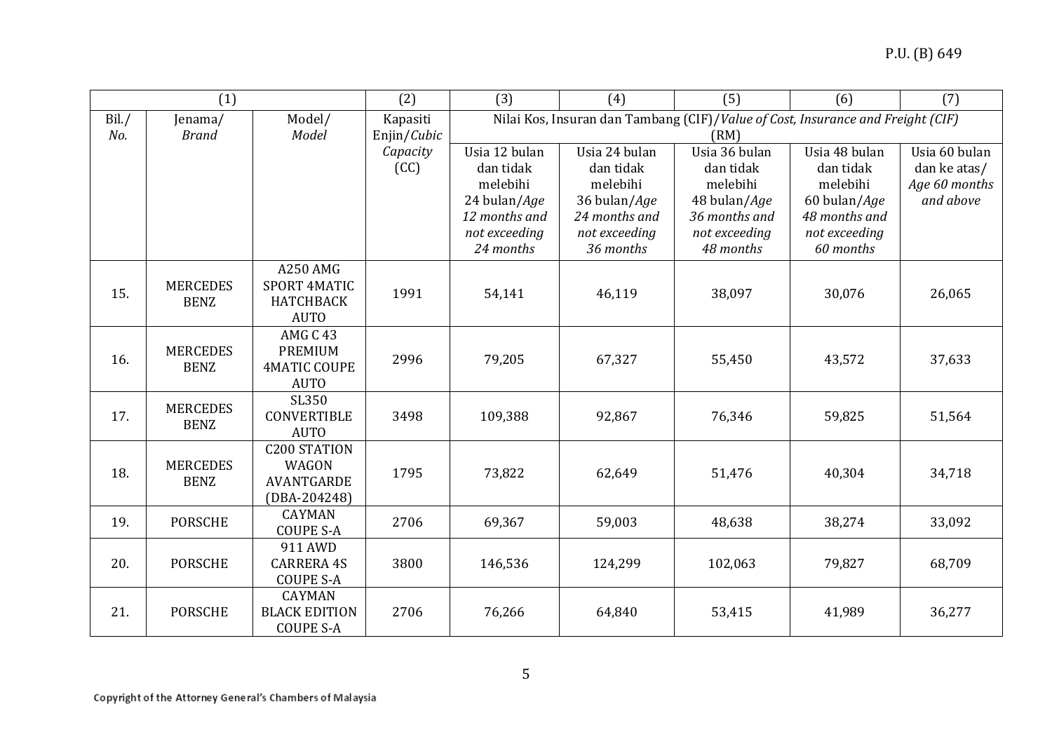| (1) | | | (2) | (3) | (4) | (5) | (6) | (7) |
|---|---|---|---|---|---|---|---|---|
| Bil./ *No.* | Jenama/ *Brand* | Model/ *Model* | Kapasiti Enjin/*Cubic Capacity* (CC) | Nilai Kos, Insuran dan Tambang (CIF)/*Value of Cost, Insurance and Freight (CIF)* (RM) | | | | |
| | | | | Usia 12 bulan dan tidak melebihi 24 bulan/*Age 12 months and not exceeding 24 months* | Usia 24 bulan dan tidak melebihi 36 bulan/*Age 24 months and not exceeding 36 months* | Usia 36 bulan dan tidak melebihi 48 bulan/*Age 36 months and not exceeding 48 months* | Usia 48 bulan dan tidak melebihi 60 bulan/*Age 48 months and not exceeding 60 months* | Usia 60 bulan dan ke atas/ *Age 60 months and above* |
| 15. | MERCEDES BENZ | A250 AMG SPORT 4MATIC HATCHBACK AUTO | 1991 | 54,141 | 46,119 | 38,097 | 30,076 | 26,065 |
| 16. | MERCEDES BENZ | AMG C 43 PREMIUM 4MATIC COUPE AUTO | 2996 | 79,205 | 67,327 | 55,450 | 43,572 | 37,633 |
| 17. | MERCEDES BENZ | SL350 CONVERTIBLE AUTO | 3498 | 109,388 | 92,867 | 76,346 | 59,825 | 51,564 |
| 18. | MERCEDES BENZ | C200 STATION WAGON AVANTGARDE (DBA-204248) | 1795 | 73,822 | 62,649 | 51,476 | 40,304 | 34,718 |
| 19. | PORSCHE | CAYMAN COUPE S-A | 2706 | 69,367 | 59,003 | 48,638 | 38,274 | 33,092 |
| 20. | PORSCHE | 911 AWD CARRERA 4S COUPE S-A | 3800 | 146,536 | 124,299 | 102,063 | 79,827 | 68,709 |
| 21. | PORSCHE | CAYMAN BLACK EDITION COUPE S-A | 2706 | 76,266 | 64,840 | 53,415 | 41,989 | 36,277 |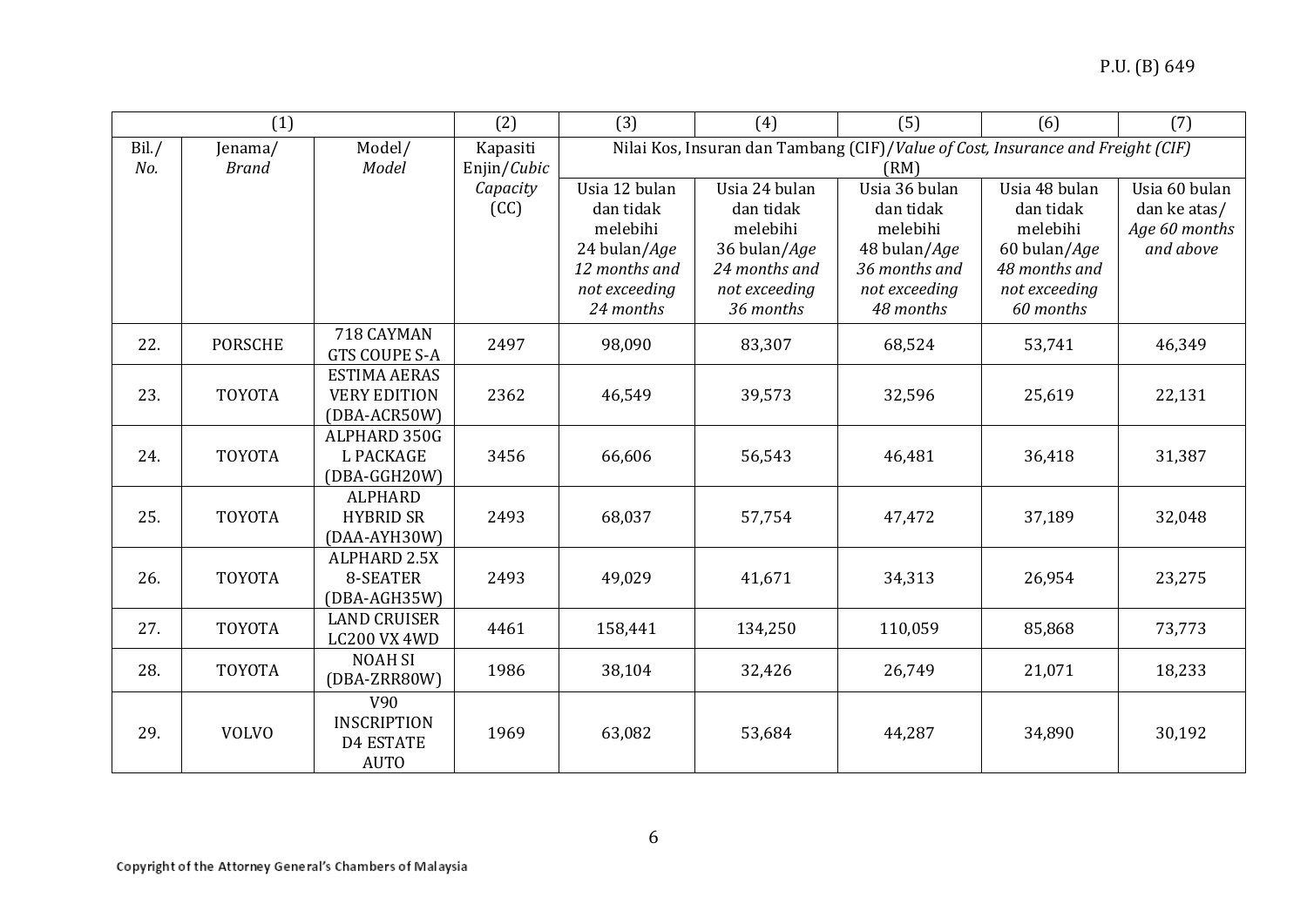| (1) | | | (2) | (3) | (4) | (5) | (6) | (7) |
|---|---|---|---|---|---|---|---|---|
| Bil./ *No.* | Jenama/ *Brand* | Model/ *Model* | Kapasiti Enjin/*Cubic Capacity* (CC) | Nilai Kos, Insuran dan Tambang (CIF)/*Value of Cost, Insurance and Freight (CIF)* (RM) | | | | |
| | | | | Usia 12 bulan dan tidak melebihi 24 bulan/*Age 12 months and not exceeding 24 months* | Usia 24 bulan dan tidak melebihi 36 bulan/*Age 24 months and not exceeding 36 months* | Usia 36 bulan dan tidak melebihi 48 bulan/*Age 36 months and not exceeding 48 months* | Usia 48 bulan dan tidak melebihi 60 bulan/*Age 48 months and not exceeding 60 months* | Usia 60 bulan dan ke atas/ *Age 60 months and above* |
| 22. | PORSCHE | 718 CAYMAN GTS COUPE S-A | 2497 | 98,090 | 83,307 | 68,524 | 53,741 | 46,349 |
| 23. | TOYOTA | ESTIMA AERAS VERY EDITION (DBA-ACR50W) | 2362 | 46,549 | 39,573 | 32,596 | 25,619 | 22,131 |
| 24. | TOYOTA | ALPHARD 350G L PACKAGE (DBA-GGH20W) | 3456 | 66,606 | 56,543 | 46,481 | 36,418 | 31,387 |
| 25. | TOYOTA | ALPHARD HYBRID SR (DAA-AYH30W) | 2493 | 68,037 | 57,754 | 47,472 | 37,189 | 32,048 |
| 26. | TOYOTA | ALPHARD 2.5X 8-SEATER (DBA-AGH35W) | 2493 | 49,029 | 41,671 | 34,313 | 26,954 | 23,275 |
| 27. | TOYOTA | LAND CRUISER LC200 VX 4WD | 4461 | 158,441 | 134,250 | 110,059 | 85,868 | 73,773 |
| 28. | TOYOTA | NOAH SI (DBA-ZRR80W) | 1986 | 38,104 | 32,426 | 26,749 | 21,071 | 18,233 |
| 29. | VOLVO | V90 INSCRIPTION D4 ESTATE AUTO | 1969 | 63,082 | 53,684 | 44,287 | 34,890 | 30,192 |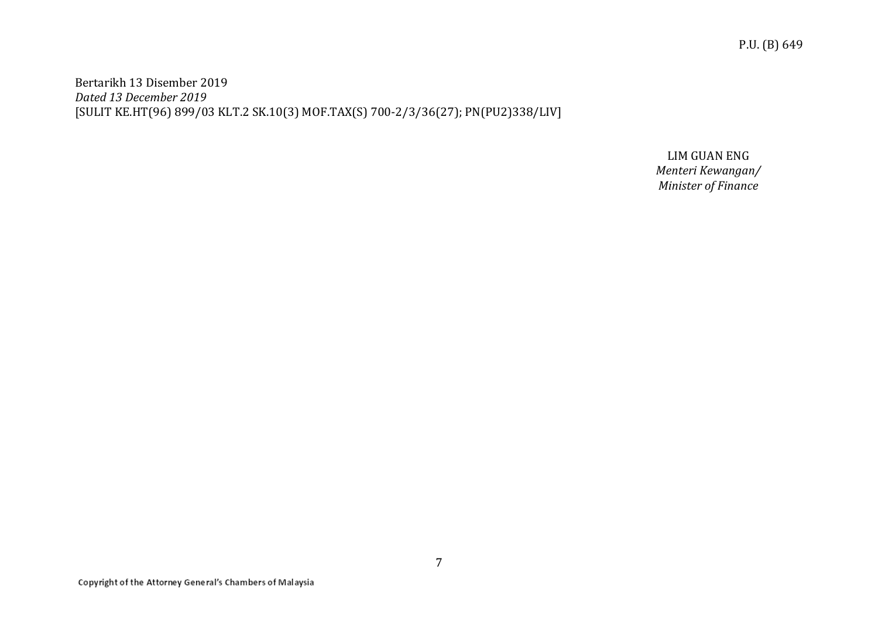Bertarikh 13 Disember 2019
*Dated 13 December 2019*
[SULIT KE.HT(96) 899/03 KLT.2 SK.10(3) MOF.TAX(S) 700-2/3/36(27); PN(PU2)338/LIV]

LIM GUAN ENG
*Menteri Kewangan/*
*Minister of Finance*